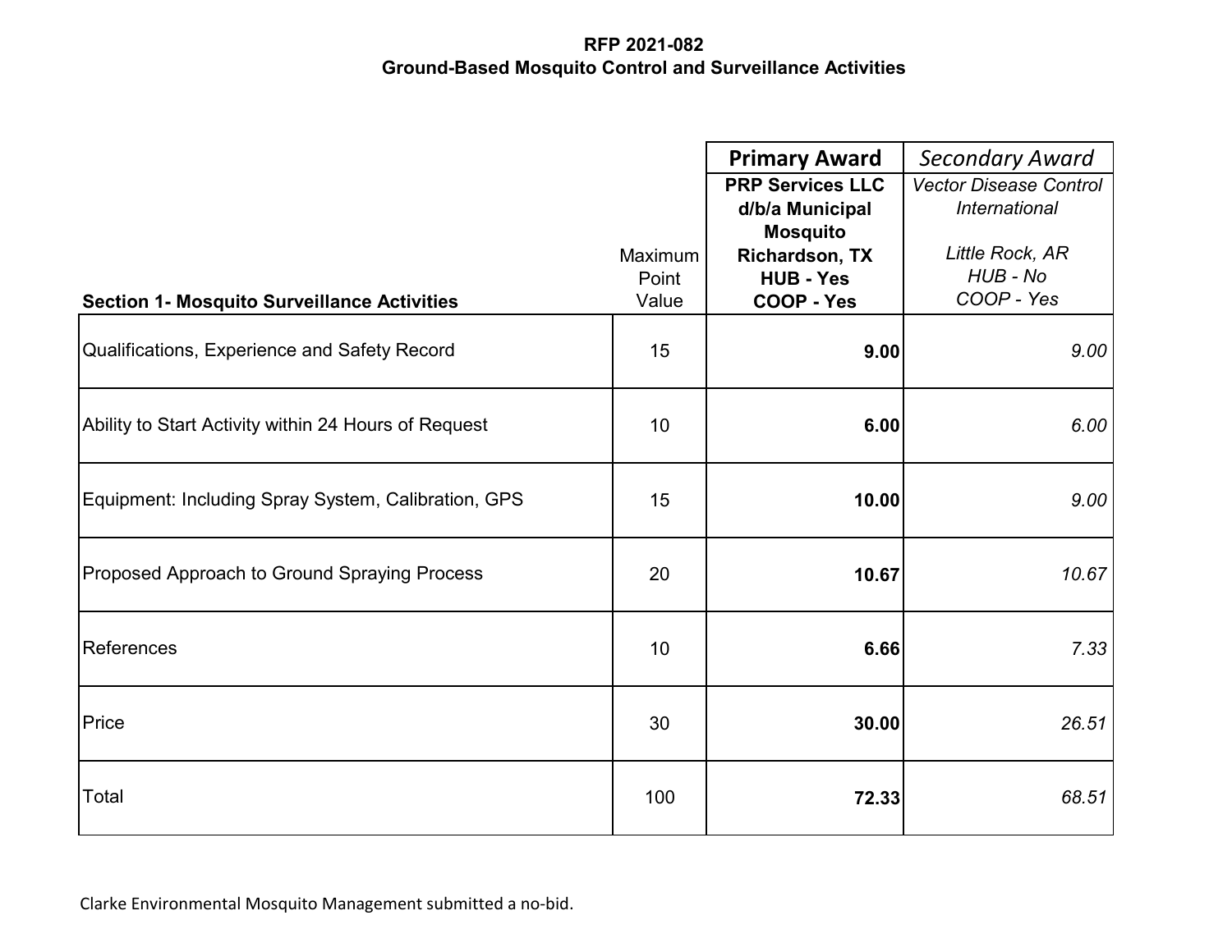**RFP 2021-082**
**Ground-Based Mosquito Control and Surveillance Activities**

| **Section 1- Mosquito Surveillance Activities** | Maximum Point Value | **Primary Award**<br>**PRP Services LLC d/b/a Municipal Mosquito**<br>**Richardson, TX**<br>**HUB - Yes**<br>**COOP - Yes** | *Secondary Award*<br>*Vector Disease Control International*<br><br>*Little Rock, AR*<br>*HUB - No*<br>*COOP - Yes* |
|---|---|---|---|
| Qualifications, Experience and Safety Record | 15 | **9.00** | *9.00* |
| Ability to Start Activity within 24 Hours of Request | 10 | **6.00** | *6.00* |
| Equipment: Including Spray System, Calibration, GPS | 15 | **10.00** | *9.00* |
| Proposed Approach to Ground Spraying Process | 20 | **10.67** | *10.67* |
| References | 10 | **6.66** | *7.33* |
| Price | 30 | **30.00** | *26.51* |
| Total | 100 | **72.33** | *68.51* |

Clarke Environmental Mosquito Management submitted a no-bid.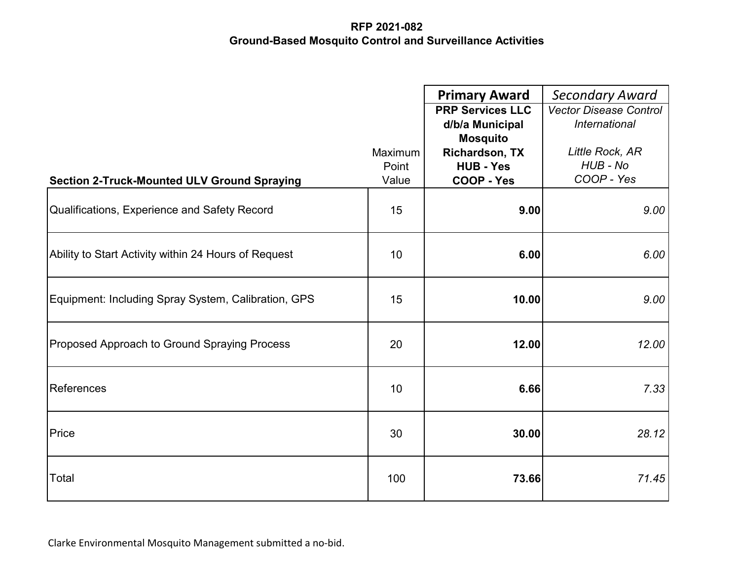**RFP 2021-082**
**Ground-Based Mosquito Control and Surveillance Activities**

| **Section 2-Truck-Mounted ULV Ground Spraying** | Maximum Point Value | **Primary Award**<br>**PRP Services LLC d/b/a Municipal Mosquito**<br>**Richardson, TX**<br>**HUB - Yes**<br>**COOP - Yes** | *Secondary Award*<br>*Vector Disease Control International*<br><br>*Little Rock, AR*<br>*HUB - No*<br>*COOP - Yes* |
|---|---|---|---|
| Qualifications, Experience and Safety Record | 15 | **9.00** | *9.00* |
| Ability to Start Activity within 24 Hours of Request | 10 | **6.00** | *6.00* |
| Equipment: Including Spray System, Calibration, GPS | 15 | **10.00** | *9.00* |
| Proposed Approach to Ground Spraying Process | 20 | **12.00** | *12.00* |
| References | 10 | **6.66** | *7.33* |
| Price | 30 | **30.00** | *28.12* |
| Total | 100 | **73.66** | *71.45* |

Clarke Environmental Mosquito Management submitted a no-bid.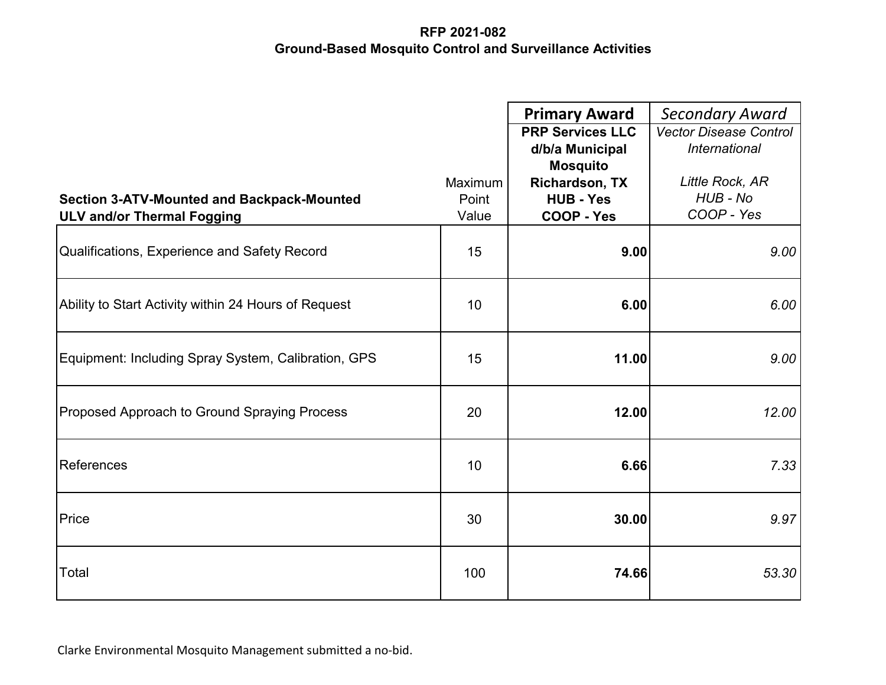**RFP 2021-082**
**Ground-Based Mosquito Control and Surveillance Activities**

| **Section 3-ATV-Mounted and Backpack-Mounted ULV and/or Thermal Fogging** | Maximum Point Value | **Primary Award** **PRP Services LLC d/b/a Municipal Mosquito Richardson, TX HUB - Yes COOP - Yes** | *Secondary Award* *Vector Disease Control International* *Little Rock, AR HUB - No COOP - Yes* |
|---|---|---|---|
| Qualifications, Experience and Safety Record | 15 | **9.00** | *9.00* |
| Ability to Start Activity within 24 Hours of Request | 10 | **6.00** | *6.00* |
| Equipment: Including Spray System, Calibration, GPS | 15 | **11.00** | *9.00* |
| Proposed Approach to Ground Spraying Process | 20 | **12.00** | *12.00* |
| References | 10 | **6.66** | *7.33* |
| Price | 30 | **30.00** | *9.97* |
| Total | 100 | **74.66** | *53.30* |

Clarke Environmental Mosquito Management submitted a no-bid.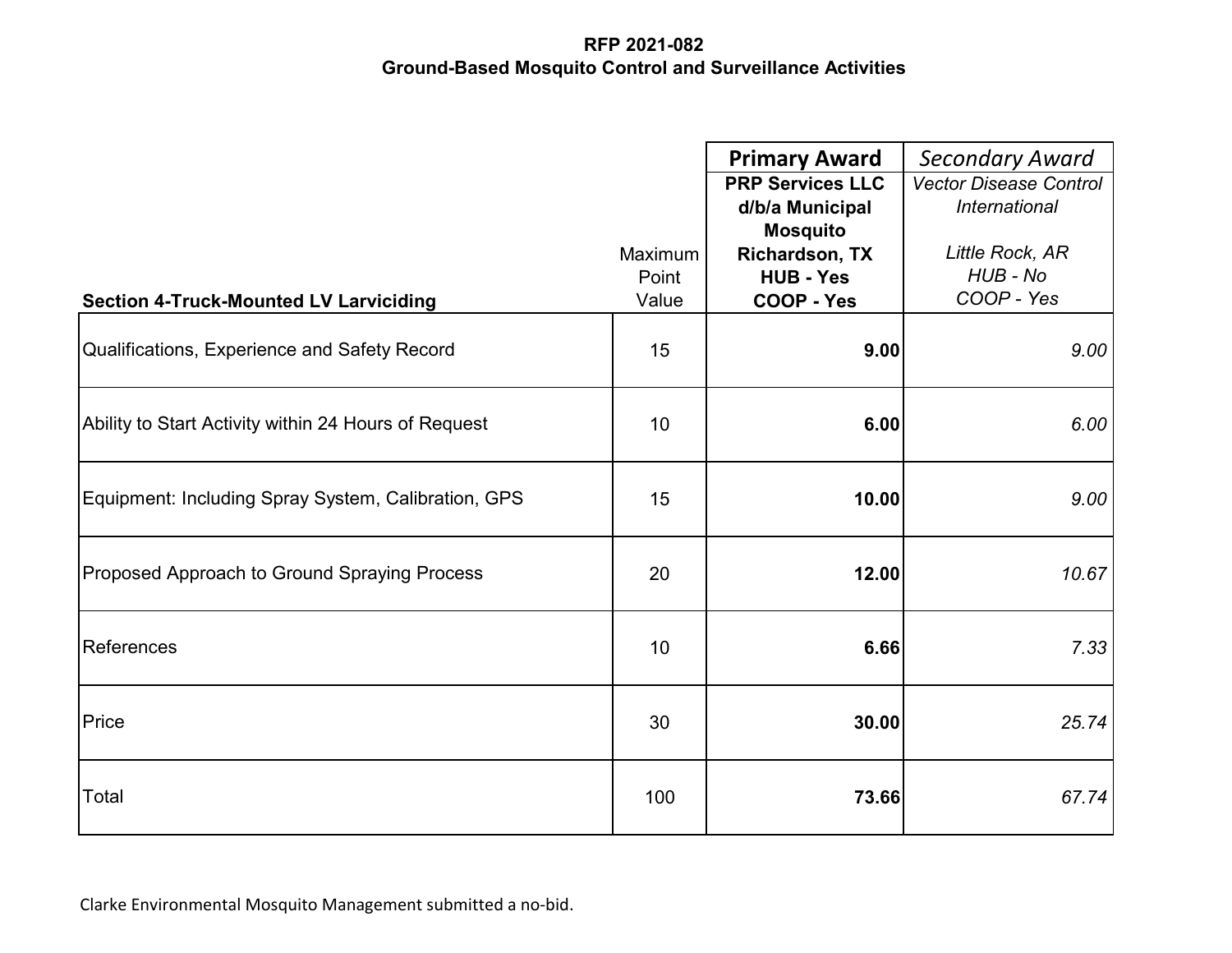**RFP 2021-082**
**Ground-Based Mosquito Control and Surveillance Activities**

| **Section 4-Truck-Mounted LV Larviciding** | Maximum Point Value | **Primary Award**<br>**PRP Services LLC d/b/a Municipal Mosquito Richardson, TX HUB - Yes COOP - Yes** | *Secondary Award*<br>*Vector Disease Control International*<br><br>*Little Rock, AR HUB - No COOP - Yes* |
|---|---|---|---|
| Qualifications, Experience and Safety Record | 15 | **9.00** | *9.00* |
| Ability to Start Activity within 24 Hours of Request | 10 | **6.00** | *6.00* |
| Equipment: Including Spray System, Calibration, GPS | 15 | **10.00** | *9.00* |
| Proposed Approach to Ground Spraying Process | 20 | **12.00** | *10.67* |
| References | 10 | **6.66** | *7.33* |
| Price | 30 | **30.00** | *25.74* |
| Total | 100 | **73.66** | *67.74* |

Clarke Environmental Mosquito Management submitted a no-bid.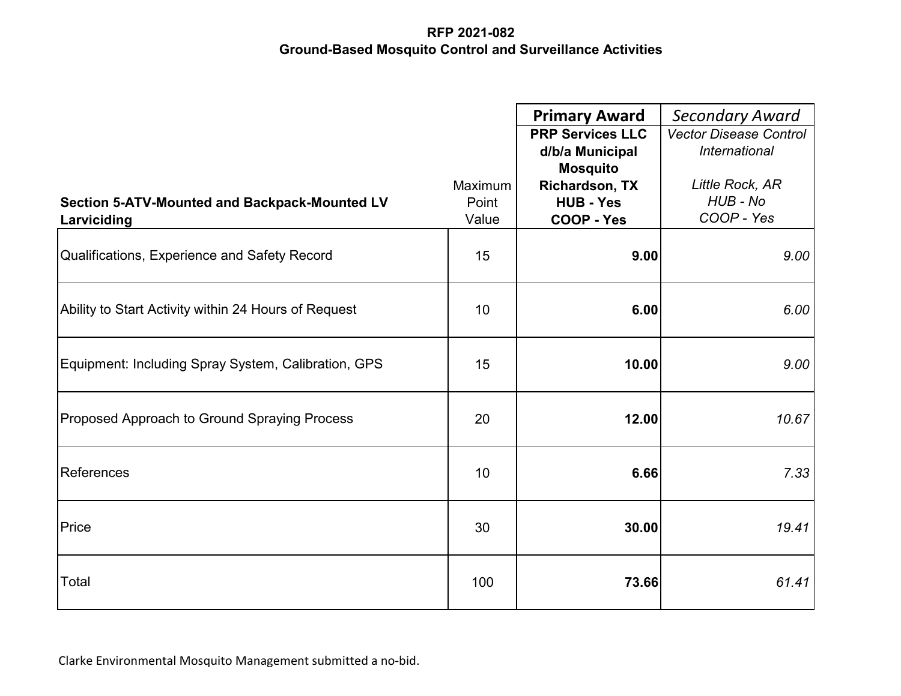**RFP 2021-082**
**Ground-Based Mosquito Control and Surveillance Activities**

| **Section 5-ATV-Mounted and Backpack-Mounted LV Larviciding** | Maximum Point Value | **Primary Award**<br>**PRP Services LLC d/b/a Municipal Mosquito**<br>**Richardson, TX**<br>**HUB - Yes**<br>**COOP - Yes** | *Secondary Award*<br>*Vector Disease Control International*<br><br>*Little Rock, AR*<br>*HUB - No*<br>*COOP - Yes* |
|---|---|---|---|
| Qualifications, Experience and Safety Record | 15 | **9.00** | *9.00* |
| Ability to Start Activity within 24 Hours of Request | 10 | **6.00** | *6.00* |
| Equipment: Including Spray System, Calibration, GPS | 15 | **10.00** | *9.00* |
| Proposed Approach to Ground Spraying Process | 20 | **12.00** | *10.67* |
| References | 10 | **6.66** | *7.33* |
| Price | 30 | **30.00** | *19.41* |
| Total | 100 | **73.66** | *61.41* |

Clarke Environmental Mosquito Management submitted a no-bid.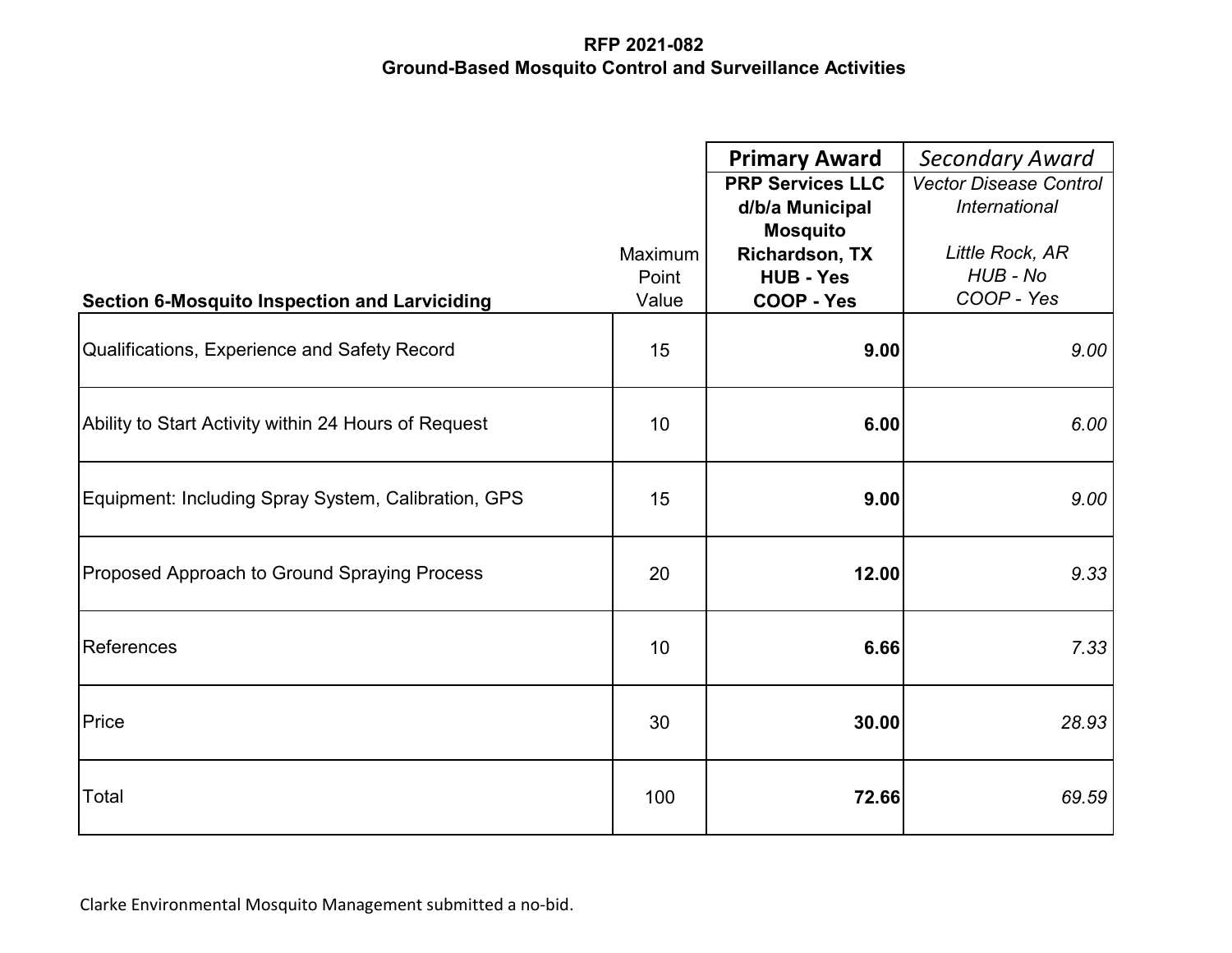**RFP 2021-082**
**Ground-Based Mosquito Control and Surveillance Activities**

| **Section 6-Mosquito Inspection and Larviciding** | Maximum Point Value | **Primary Award**<br>**PRP Services LLC d/b/a Municipal Mosquito**<br>**Richardson, TX**<br>**HUB - Yes**<br>**COOP - Yes** | *Secondary Award*<br>*Vector Disease Control International*<br><br>*Little Rock, AR*<br>*HUB - No*<br>*COOP - Yes* |
|---|---|---|---|
| Qualifications, Experience and Safety Record | 15 | **9.00** | *9.00* |
| Ability to Start Activity within 24 Hours of Request | 10 | **6.00** | *6.00* |
| Equipment: Including Spray System, Calibration, GPS | 15 | **9.00** | *9.00* |
| Proposed Approach to Ground Spraying Process | 20 | **12.00** | *9.33* |
| References | 10 | **6.66** | *7.33* |
| Price | 30 | **30.00** | *28.93* |
| Total | 100 | **72.66** | *69.59* |

Clarke Environmental Mosquito Management submitted a no-bid.